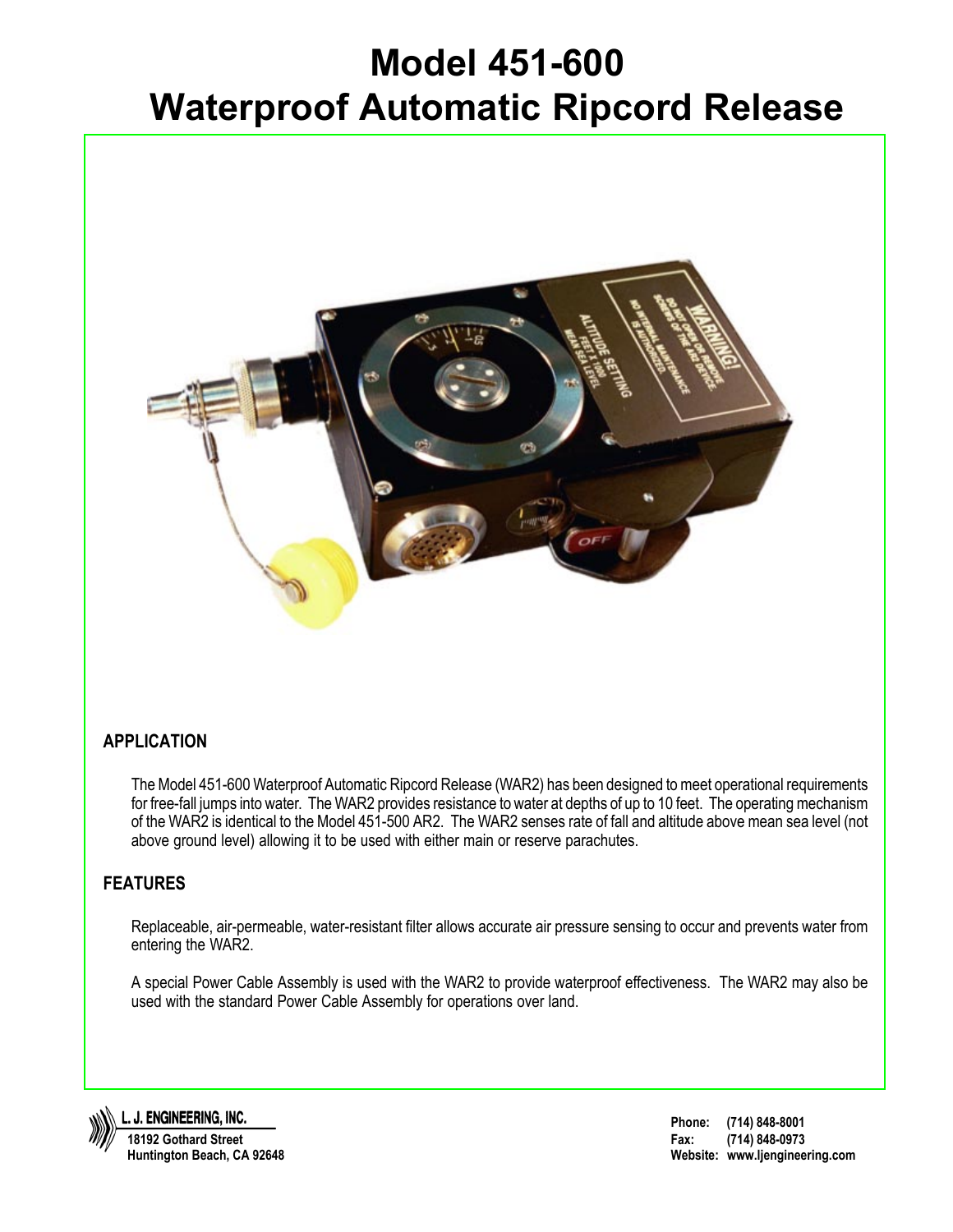# Model 451-600
# Waterproof Automatic Ripcord Release

## APPLICATION

The Model 451-600 Waterproof Automatic Ripcord Release (WAR2) has been designed to meet operational requirements for free-fall jumps into water. The WAR2 provides resistance to water at depths of up to 10 feet. The operating mechanism of the WAR2 is identical to the Model 451-500 AR2. The WAR2 senses rate of fall and altitude above mean sea level (not above ground level) allowing it to be used with either main or reserve parachutes.

## FEATURES

Replaceable, air-permeable, water-resistant filter allows accurate air pressure sensing to occur and prevents water from entering the WAR2.

A special Power Cable Assembly is used with the WAR2 to provide waterproof effectiveness. The WAR2 may also be used with the standard Power Cable Assembly for operations over land.

**L. J. ENGINEERING, INC.**
**18192 Gothard Street**
**Huntington Beach, CA 92648**

**Phone:** (714) 848-8001
**Fax:** (714) 848-0973
**Website:** www.ljengineering.com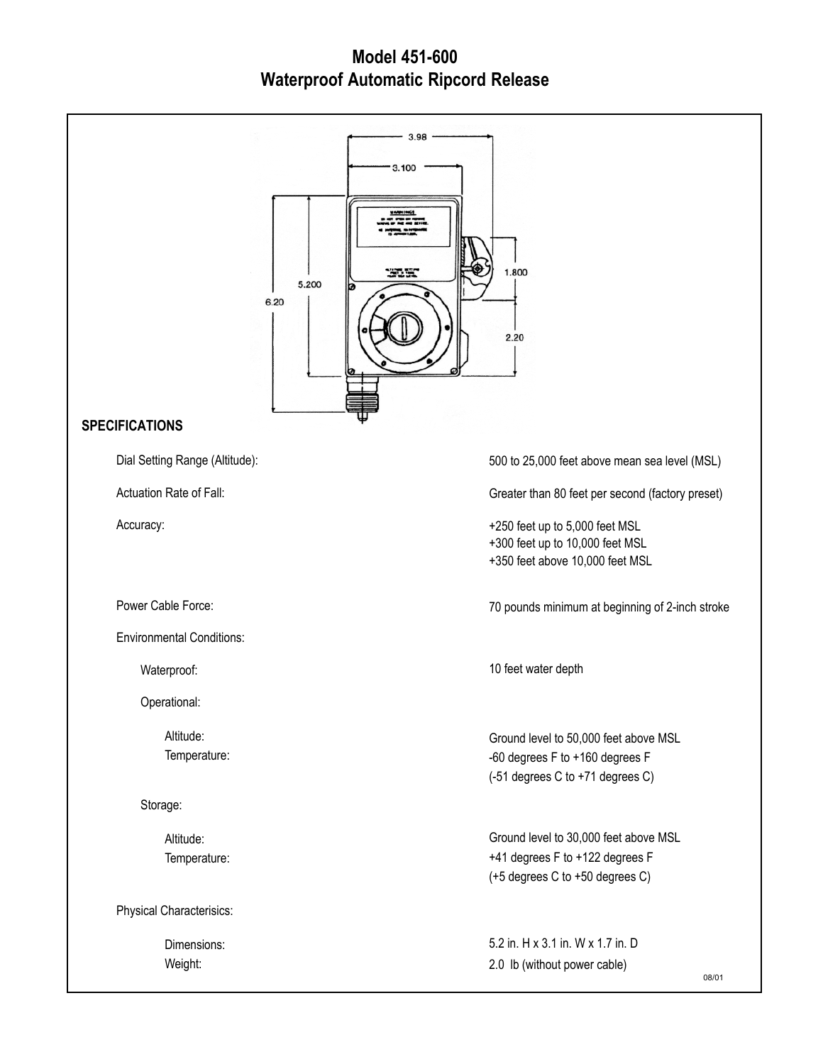# Model 451-600
# Waterproof Automatic Ripcord Release

3.98
3.100
6.20
5.200
1.800
2.20

## SPECIFICATIONS

| | |
|---|---|
| Dial Setting Range (Altitude): | 500 to 25,000 feet above mean sea level (MSL) |
| Actuation Rate of Fall: | Greater than 80 feet per second (factory preset) |
| Accuracy: | +250 feet up to 5,000 feet MSL<br>+300 feet up to 10,000 feet MSL<br>+350 feet above 10,000 feet MSL |
| Power Cable Force: | 70 pounds minimum at beginning of 2-inch stroke |
| Environmental Conditions: | |
| Waterproof: | 10 feet water depth |
| Operational: | |
| Altitude: | Ground level to 50,000 feet above MSL |
| Temperature: | -60 degrees F to +160 degrees F<br>(-51 degrees C to +71 degrees C) |
| Storage: | |
| Altitude: | Ground level to 30,000 feet above MSL |
| Temperature: | +41 degrees F to +122 degrees F<br>(+5 degrees C to +50 degrees C) |
| Physical Characterisics: | |
| Dimensions: | 5.2 in. H x 3.1 in. W x 1.7 in. D |
| Weight: | 2.0 lb (without power cable) |

08/01